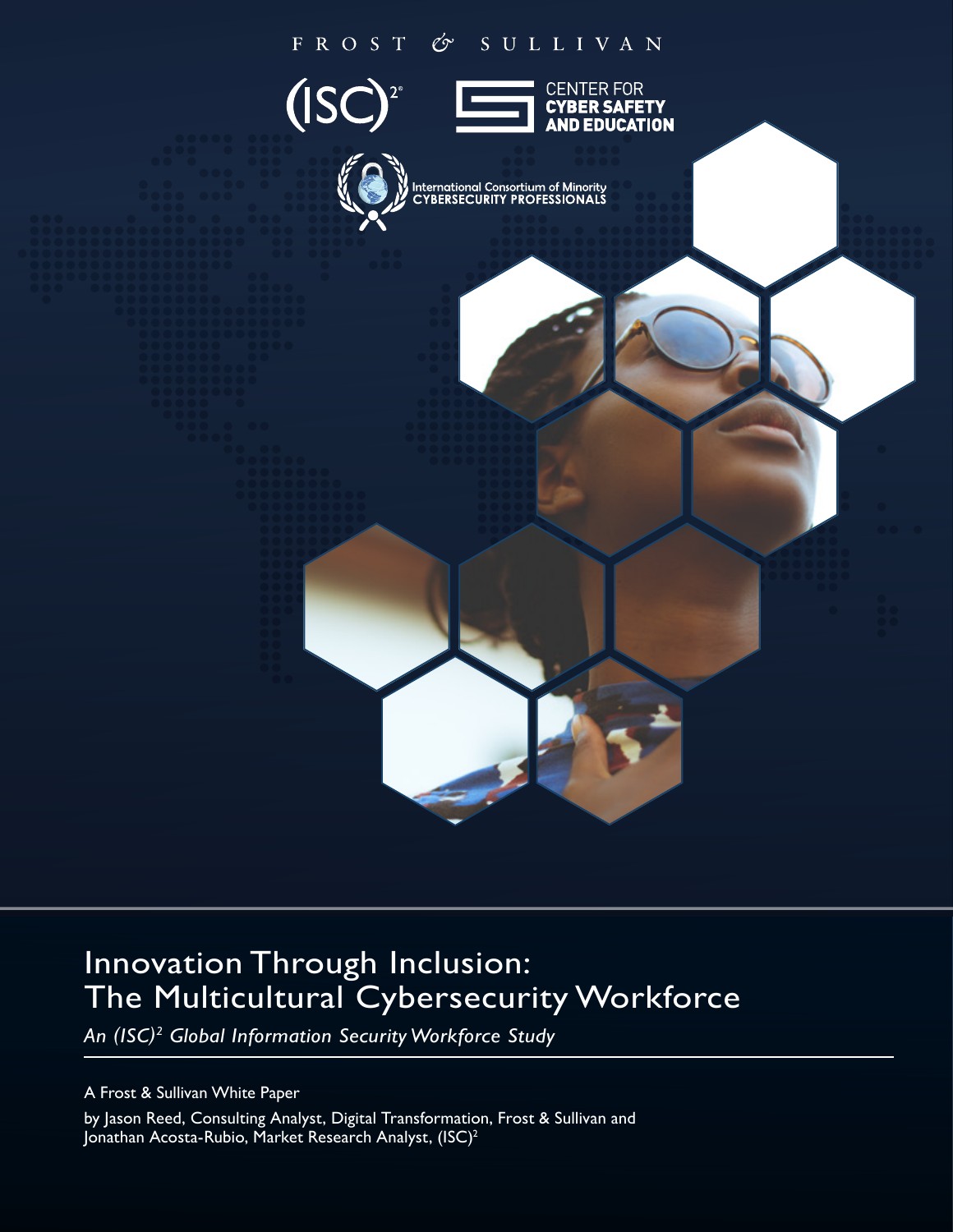FROST & SULLIVAN

(ISC)²

CENTER FOR CYBER SAFETY AND EDUCATION

International Consortium of Minority CYBERSECURITY PROFESSIONALS

# Innovation Through Inclusion: The Multicultural Cybersecurity Workforce

*An (ISC)² Global Information Security Workforce Study*

A Frost & Sullivan White Paper

by Jason Reed, Consulting Analyst, Digital Transformation, Frost & Sullivan and Jonathan Acosta-Rubio, Market Research Analyst, (ISC)²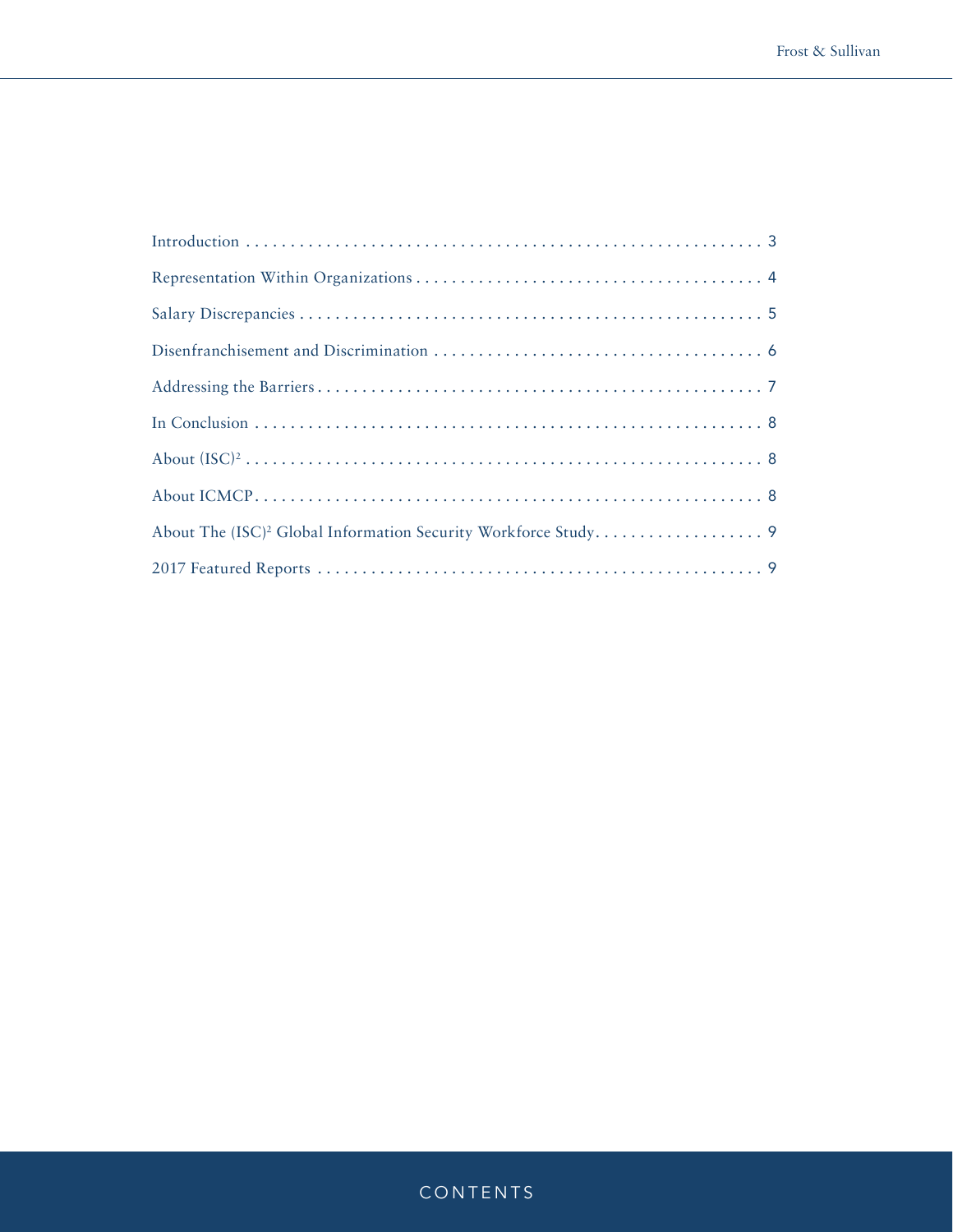# CONTENTS

Introduction . . . . . . . . . . 3

Representation Within Organizations . . . . . . . . . . 4

Salary Discrepancies . . . . . . . . . . 5

Disenfranchisement and Discrimination . . . . . . . . . . 6

Addressing the Barriers . . . . . . . . . . 7

In Conclusion . . . . . . . . . . 8

About (ISC)² . . . . . . . . . . 8

About ICMCP . . . . . . . . . . 8

About The (ISC)² Global Information Security Workforce Study . . . . . . . . . . 9

2017 Featured Reports . . . . . . . . . . 9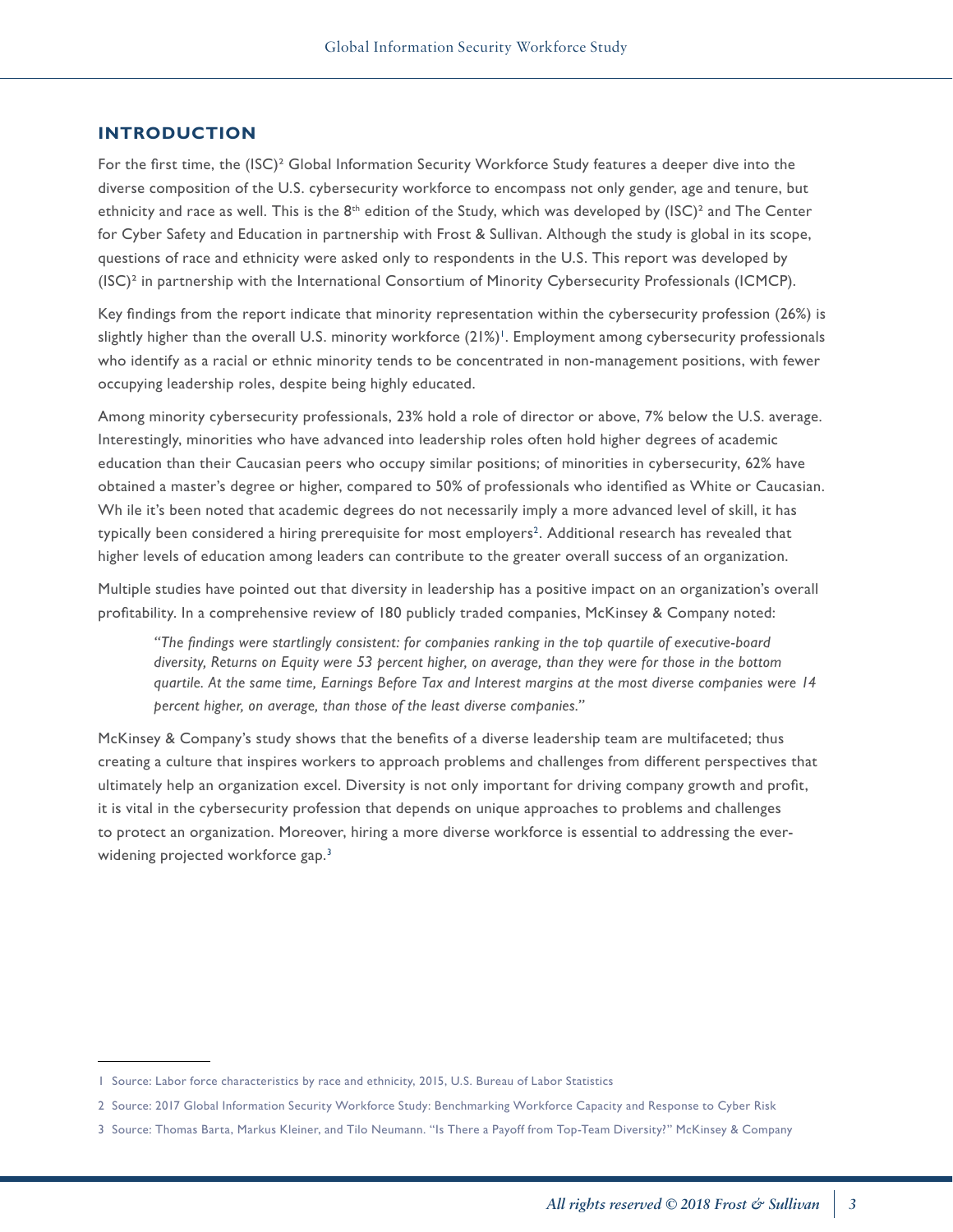## INTRODUCTION

For the first time, the (ISC)² Global Information Security Workforce Study features a deeper dive into the diverse composition of the U.S. cybersecurity workforce to encompass not only gender, age and tenure, but ethnicity and race as well. This is the 8th edition of the Study, which was developed by (ISC)² and The Center for Cyber Safety and Education in partnership with Frost & Sullivan. Although the study is global in its scope, questions of race and ethnicity were asked only to respondents in the U.S. This report was developed by (ISC)² in partnership with the International Consortium of Minority Cybersecurity Professionals (ICMCP).

Key findings from the report indicate that minority representation within the cybersecurity profession (26%) is slightly higher than the overall U.S. minority workforce (21%)[1]. Employment among cybersecurity professionals who identify as a racial or ethnic minority tends to be concentrated in non-management positions, with fewer occupying leadership roles, despite being highly educated.

Among minority cybersecurity professionals, 23% hold a role of director or above, 7% below the U.S. average. Interestingly, minorities who have advanced into leadership roles often hold higher degrees of academic education than their Caucasian peers who occupy similar positions; of minorities in cybersecurity, 62% have obtained a master's degree or higher, compared to 50% of professionals who identified as White or Caucasian. Wh ile it's been noted that academic degrees do not necessarily imply a more advanced level of skill, it has typically been considered a hiring prerequisite for most employers[2]. Additional research has revealed that higher levels of education among leaders can contribute to the greater overall success of an organization.

Multiple studies have pointed out that diversity in leadership has a positive impact on an organization's overall profitability. In a comprehensive review of 180 publicly traded companies, McKinsey & Company noted:

> *"The findings were startlingly consistent: for companies ranking in the top quartile of executive-board diversity, Returns on Equity were 53 percent higher, on average, than they were for those in the bottom quartile. At the same time, Earnings Before Tax and Interest margins at the most diverse companies were 14 percent higher, on average, than those of the least diverse companies."*

McKinsey & Company's study shows that the benefits of a diverse leadership team are multifaceted; thus creating a culture that inspires workers to approach problems and challenges from different perspectives that ultimately help an organization excel. Diversity is not only important for driving company growth and profit, it is vital in the cybersecurity profession that depends on unique approaches to problems and challenges to protect an organization. Moreover, hiring a more diverse workforce is essential to addressing the ever-widening projected workforce gap.[3]

---

1 Source: Labor force characteristics by race and ethnicity, 2015, U.S. Bureau of Labor Statistics

2 Source: 2017 Global Information Security Workforce Study: Benchmarking Workforce Capacity and Response to Cyber Risk

3 Source: Thomas Barta, Markus Kleiner, and Tilo Neumann. "Is There a Payoff from Top-Team Diversity?" McKinsey & Company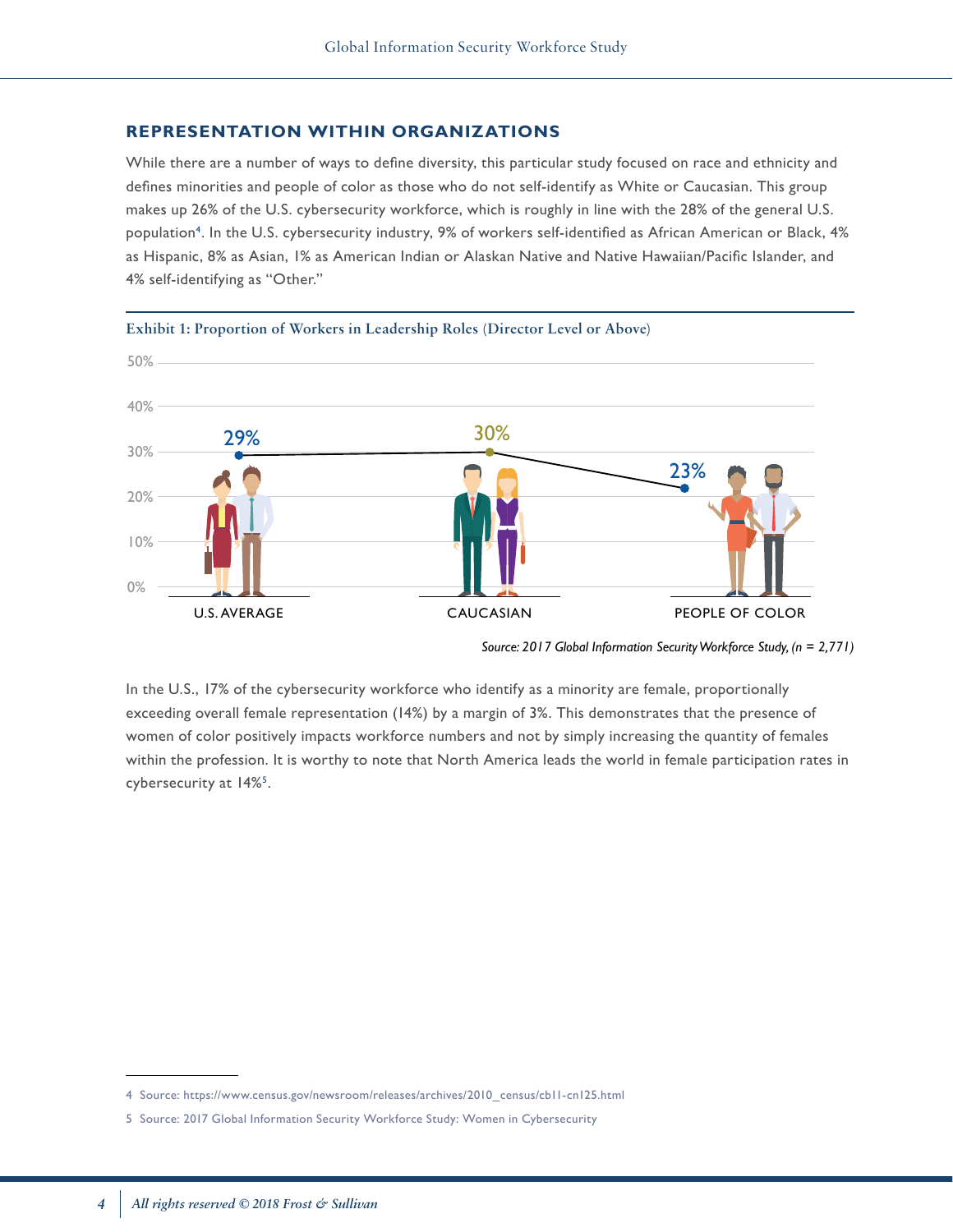## REPRESENTATION WITHIN ORGANIZATIONS

While there are a number of ways to define diversity, this particular study focused on race and ethnicity and defines minorities and people of color as those who do not self-identify as White or Caucasian. This group makes up 26% of the U.S. cybersecurity workforce, which is roughly in line with the 28% of the general U.S. population[4]. In the U.S. cybersecurity industry, 9% of workers self-identified as African American or Black, 4% as Hispanic, 8% as Asian, 1% as American Indian or Alaskan Native and Native Hawaiian/Pacific Islander, and 4% self-identifying as "Other."

**Exhibit 1: Proportion of Workers in Leadership Roles (Director Level or Above)**

| | U.S. AVERAGE | CAUCASIAN | PEOPLE OF COLOR |
|---|---|---|---|
| Proportion in leadership roles | 29% | 30% | 23% |

*Source: 2017 Global Information Security Workforce Study, (n = 2,771)*

In the U.S., 17% of the cybersecurity workforce who identify as a minority are female, proportionally exceeding overall female representation (14%) by a margin of 3%. This demonstrates that the presence of women of color positively impacts workforce numbers and not by simply increasing the quantity of females within the profession. It is worthy to note that North America leads the world in female participation rates in cybersecurity at 14%[5].

---

4 Source: https://www.census.gov/newsroom/releases/archives/2010_census/cb11-cn125.html

5 Source: 2017 Global Information Security Workforce Study: Women in Cybersecurity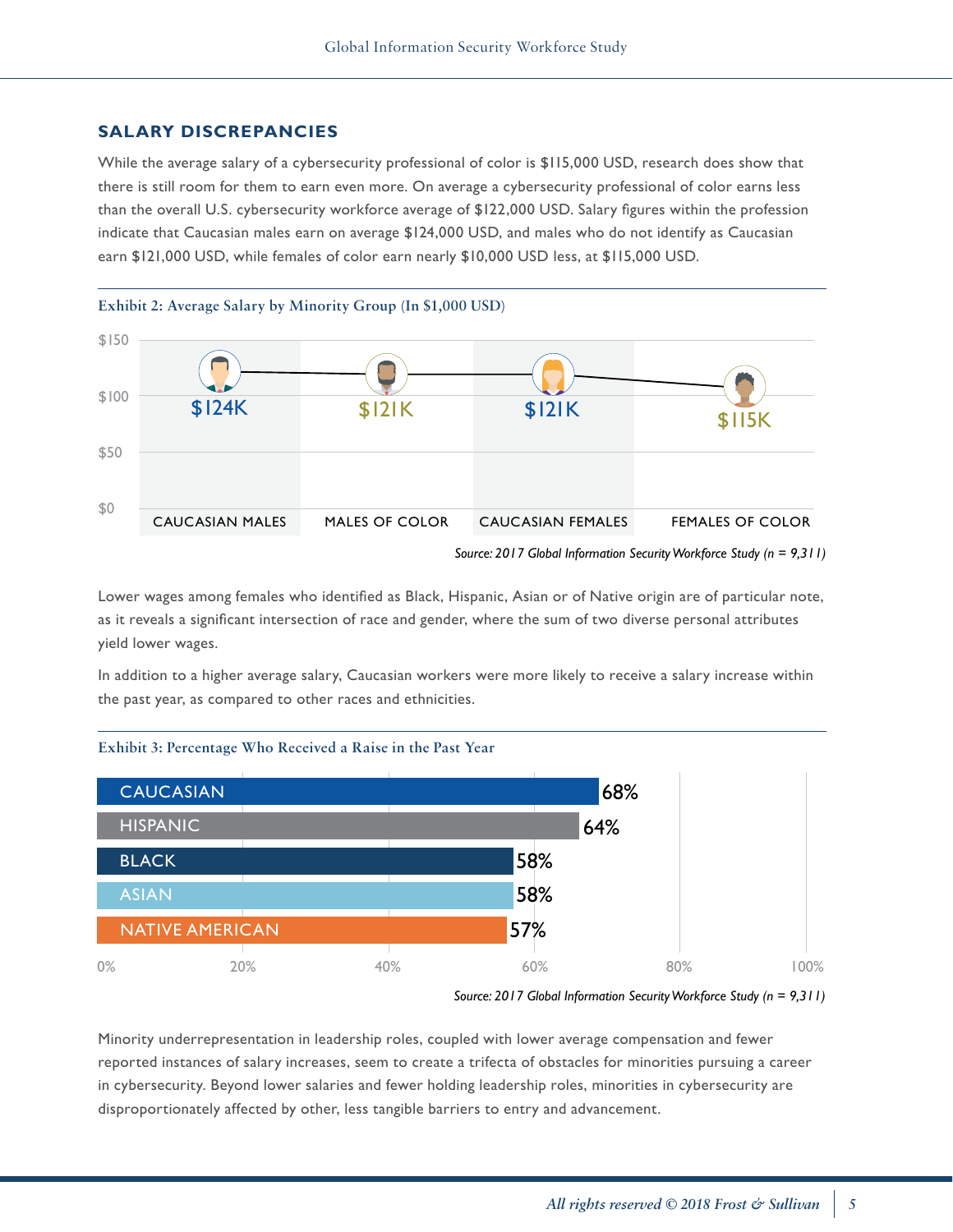## SALARY DISCREPANCIES

While the average salary of a cybersecurity professional of color is $115,000 USD, research does show that there is still room for them to earn even more. On average a cybersecurity professional of color earns less than the overall U.S. cybersecurity workforce average of $122,000 USD. Salary figures within the profession indicate that Caucasian males earn on average $124,000 USD, and males who do not identify as Caucasian earn $121,000 USD, while females of color earn nearly $10,000 USD less, at $115,000 USD.

**Exhibit 2: Average Salary by Minority Group (In $1,000 USD)**

| Group | Average Salary |
|---|---|
| CAUCASIAN MALES | $124K |
| MALES OF COLOR | $121K |
| CAUCASIAN FEMALES | $121K |
| FEMALES OF COLOR | $115K |

*Source: 2017 Global Information Security Workforce Study (n = 9,311)*

Lower wages among females who identified as Black, Hispanic, Asian or of Native origin are of particular note, as it reveals a significant intersection of race and gender, where the sum of two diverse personal attributes yield lower wages.

In addition to a higher average salary, Caucasian workers were more likely to receive a salary increase within the past year, as compared to other races and ethnicities.

**Exhibit 3: Percentage Who Received a Raise in the Past Year**

| Group | Percentage |
|---|---|
| CAUCASIAN | 68% |
| HISPANIC | 64% |
| BLACK | 58% |
| ASIAN | 58% |
| NATIVE AMERICAN | 57% |

*Source: 2017 Global Information Security Workforce Study (n = 9,311)*

Minority underrepresentation in leadership roles, coupled with lower average compensation and fewer reported instances of salary increases, seem to create a trifecta of obstacles for minorities pursuing a career in cybersecurity. Beyond lower salaries and fewer holding leadership roles, minorities in cybersecurity are disproportionately affected by other, less tangible barriers to entry and advancement.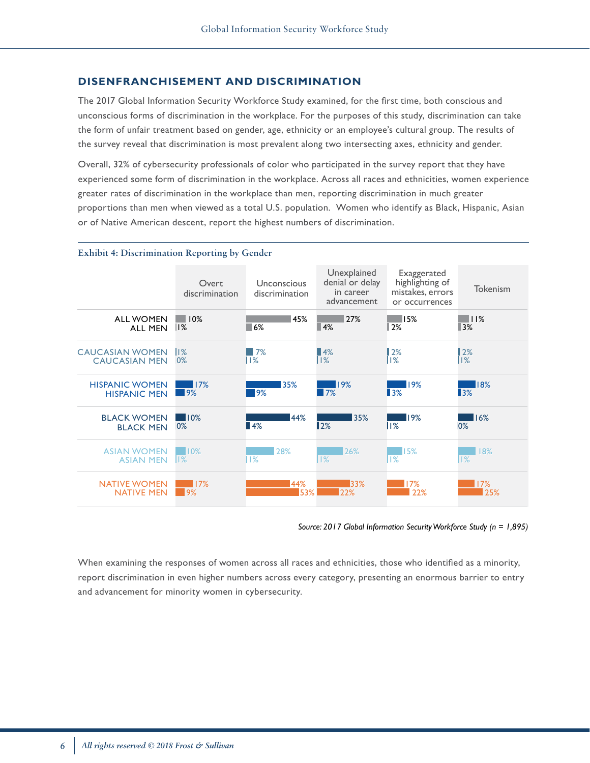## DISENFRANCHISEMENT AND DISCRIMINATION

The 2017 Global Information Security Workforce Study examined, for the first time, both conscious and unconscious forms of discrimination in the workplace. For the purposes of this study, discrimination can take the form of unfair treatment based on gender, age, ethnicity or an employee's cultural group. The results of the survey reveal that discrimination is most prevalent along two intersecting axes, ethnicity and gender.

Overall, 32% of cybersecurity professionals of color who participated in the survey report that they have experienced some form of discrimination in the workplace. Across all races and ethnicities, women experience greater rates of discrimination in the workplace than men, reporting discrimination in much greater proportions than men when viewed as a total U.S. population. Women who identify as Black, Hispanic, Asian or of Native American descent, report the highest numbers of discrimination.

**Exhibit 4: Discrimination Reporting by Gender**

| | Overt discrimination | Unconscious discrimination | Unexplained denial or delay in career advancement | Exaggerated highlighting of mistakes, errors or occurrences | Tokenism |
|---|---|---|---|---|---|
| ALL WOMEN | 10% | 45% | 27% | 15% | 11% |
| ALL MEN | 1% | 6% | 4% | 2% | 3% |
| CAUCASIAN WOMEN | 1% | 7% | 4% | 2% | 2% |
| CAUCASIAN MEN | 0% | 1% | 1% | 1% | 1% |
| HISPANIC WOMEN | 17% | 35% | 19% | 19% | 18% |
| HISPANIC MEN | 9% | 9% | 7% | 3% | 3% |
| BLACK WOMEN | 10% | 44% | 35% | 19% | 16% |
| BLACK MEN | 0% | 4% | 2% | 1% | 0% |
| ASIAN WOMEN | 10% | 28% | 26% | 15% | 18% |
| ASIAN MEN | 1% | 1% | 1% | 1% | 1% |
| NATIVE WOMEN | 17% | 44% | 33% | 17% | 17% |
| NATIVE MEN | 9% | 53% | 22% | 22% | 25% |

*Source: 2017 Global Information Security Workforce Study (n = 1,895)*

When examining the responses of women across all races and ethnicities, those who identified as a minority, report discrimination in even higher numbers across every category, presenting an enormous barrier to entry and advancement for minority women in cybersecurity.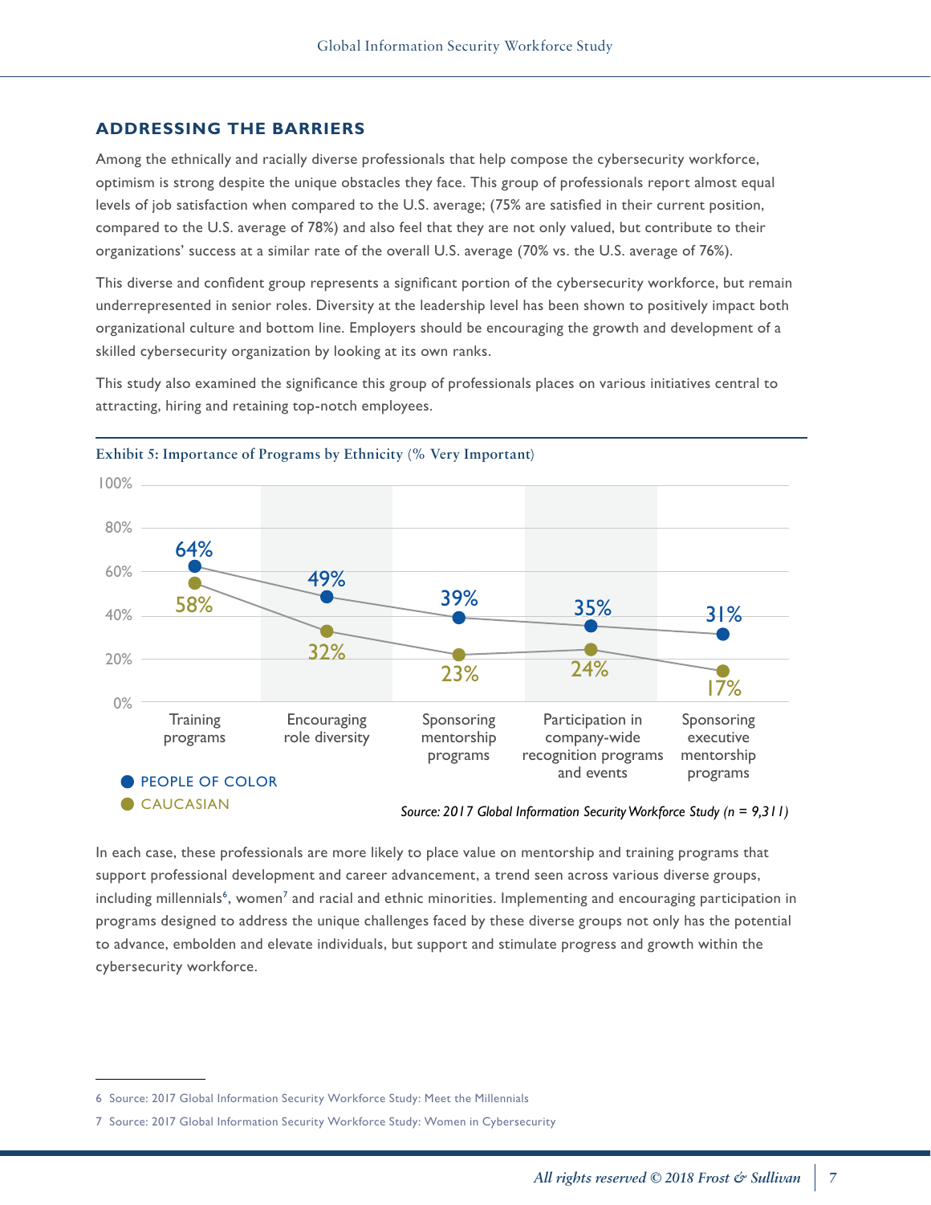## ADDRESSING THE BARRIERS

Among the ethnically and racially diverse professionals that help compose the cybersecurity workforce, optimism is strong despite the unique obstacles they face. This group of professionals report almost equal levels of job satisfaction when compared to the U.S. average; (75% are satisfied in their current position, compared to the U.S. average of 78%) and also feel that they are not only valued, but contribute to their organizations' success at a similar rate of the overall U.S. average (70% vs. the U.S. average of 76%).

This diverse and confident group represents a significant portion of the cybersecurity workforce, but remain underrepresented in senior roles. Diversity at the leadership level has been shown to positively impact both organizational culture and bottom line. Employers should be encouraging the growth and development of a skilled cybersecurity organization by looking at its own ranks.

This study also examined the significance this group of professionals places on various initiatives central to attracting, hiring and retaining top-notch employees.

**Exhibit 5: Importance of Programs by Ethnicity (% Very Important)**

| Program | People of Color | Caucasian |
|---|---|---|
| Training programs | 64% | 58% |
| Encouraging role diversity | 49% | 32% |
| Sponsoring mentorship programs | 39% | 23% |
| Participation in company-wide recognition programs and events | 35% | 24% |
| Sponsoring executive mentorship programs | 31% | 17% |

*Source: 2017 Global Information Security Workforce Study (n = 9,311)*

In each case, these professionals are more likely to place value on mentorship and training programs that support professional development and career advancement, a trend seen across various diverse groups, including millennials[6], women[7] and racial and ethnic minorities. Implementing and encouraging participation in programs designed to address the unique challenges faced by these diverse groups not only has the potential to advance, embolden and elevate individuals, but support and stimulate progress and growth within the cybersecurity workforce.

---

6 Source: 2017 Global Information Security Workforce Study: Meet the Millennials

7 Source: 2017 Global Information Security Workforce Study: Women in Cybersecurity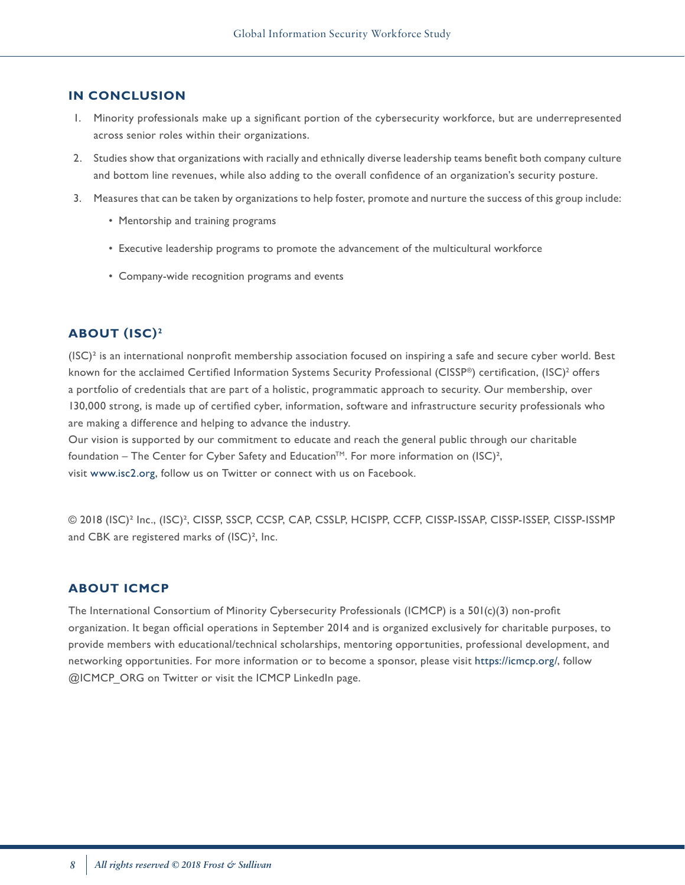## IN CONCLUSION

1. Minority professionals make up a significant portion of the cybersecurity workforce, but are underrepresented across senior roles within their organizations.
2. Studies show that organizations with racially and ethnically diverse leadership teams benefit both company culture and bottom line revenues, while also adding to the overall confidence of an organization's security posture.
3. Measures that can be taken by organizations to help foster, promote and nurture the success of this group include:
   - Mentorship and training programs
   - Executive leadership programs to promote the advancement of the multicultural workforce
   - Company-wide recognition programs and events

## ABOUT (ISC)²

(ISC)² is an international nonprofit membership association focused on inspiring a safe and secure cyber world. Best known for the acclaimed Certified Information Systems Security Professional (CISSP®) certification, (ISC)² offers a portfolio of credentials that are part of a holistic, programmatic approach to security. Our membership, over 130,000 strong, is made up of certified cyber, information, software and infrastructure security professionals who are making a difference and helping to advance the industry.
Our vision is supported by our commitment to educate and reach the general public through our charitable foundation – The Center for Cyber Safety and Education™. For more information on (ISC)², visit www.isc2.org, follow us on Twitter or connect with us on Facebook.

© 2018 (ISC)² Inc., (ISC)², CISSP, SSCP, CCSP, CAP, CSSLP, HCISPP, CCFP, CISSP-ISSAP, CISSP-ISSEP, CISSP-ISSMP and CBK are registered marks of (ISC)², Inc.

## ABOUT ICMCP

The International Consortium of Minority Cybersecurity Professionals (ICMCP) is a 501(c)(3) non-profit organization. It began official operations in September 2014 and is organized exclusively for charitable purposes, to provide members with educational/technical scholarships, mentoring opportunities, professional development, and networking opportunities. For more information or to become a sponsor, please visit https://icmcp.org/, follow @ICMCP_ORG on Twitter or visit the ICMCP LinkedIn page.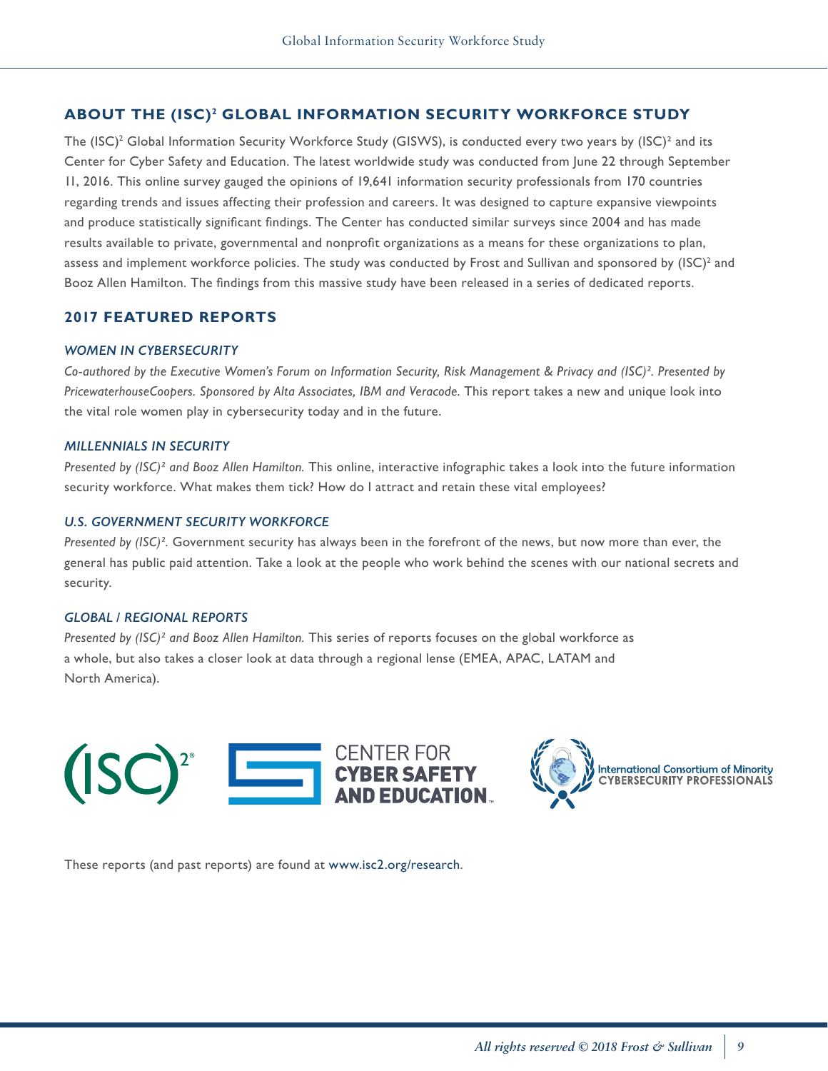## ABOUT THE (ISC)² GLOBAL INFORMATION SECURITY WORKFORCE STUDY

The (ISC)² Global Information Security Workforce Study (GISWS), is conducted every two years by (ISC)² and its Center for Cyber Safety and Education. The latest worldwide study was conducted from June 22 through September 11, 2016. This online survey gauged the opinions of 19,641 information security professionals from 170 countries regarding trends and issues affecting their profession and careers. It was designed to capture expansive viewpoints and produce statistically significant findings. The Center has conducted similar surveys since 2004 and has made results available to private, governmental and nonprofit organizations as a means for these organizations to plan, assess and implement workforce policies. The study was conducted by Frost and Sullivan and sponsored by (ISC)² and Booz Allen Hamilton. The findings from this massive study have been released in a series of dedicated reports.

## 2017 FEATURED REPORTS

### *WOMEN IN CYBERSECURITY*

*Co-authored by the Executive Women's Forum on Information Security, Risk Management & Privacy and (ISC)². Presented by PricewaterhouseCoopers. Sponsored by Alta Associates, IBM and Veracode.* This report takes a new and unique look into the vital role women play in cybersecurity today and in the future.

### *MILLENNIALS IN SECURITY*

*Presented by (ISC)² and Booz Allen Hamilton.* This online, interactive infographic takes a look into the future information security workforce. What makes them tick? How do I attract and retain these vital employees?

### *U.S. GOVERNMENT SECURITY WORKFORCE*

*Presented by (ISC)².* Government security has always been in the forefront of the news, but now more than ever, the general has public paid attention. Take a look at the people who work behind the scenes with our national secrets and security.

### *GLOBAL / REGIONAL REPORTS*

*Presented by (ISC)² and Booz Allen Hamilton.* This series of reports focuses on the global workforce as a whole, but also takes a closer look at data through a regional lense (EMEA, APAC, LATAM and North America).

(ISC)² | CENTER FOR CYBER SAFETY AND EDUCATION | International Consortium of Minority CYBERSECURITY PROFESSIONALS

These reports (and past reports) are found at www.isc2.org/research.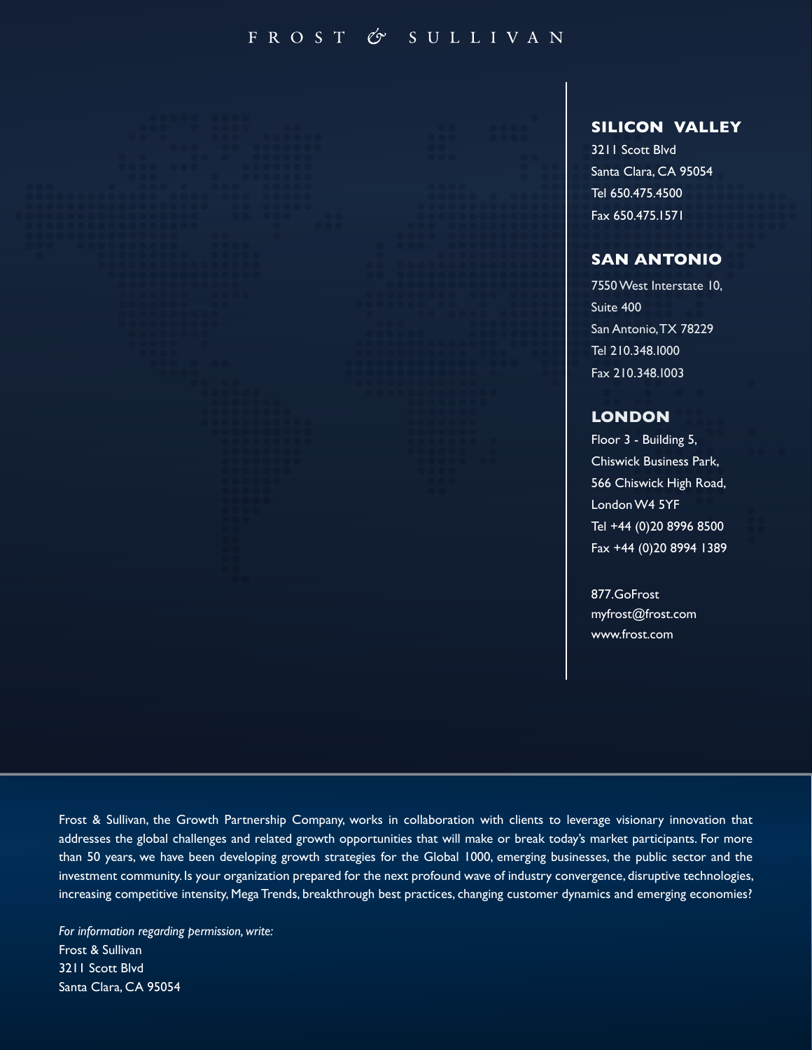FROST & SULLIVAN

## SILICON VALLEY

3211 Scott Blvd
Santa Clara, CA 95054
Tel 650.475.4500
Fax 650.475.1571

## SAN ANTONIO

7550 West Interstate 10,
Suite 400
San Antonio, TX 78229
Tel 210.348.1000
Fax 210.348.1003

## LONDON

Floor 3 - Building 5,
Chiswick Business Park,
566 Chiswick High Road,
London W4 5YF
Tel +44 (0)20 8996 8500
Fax +44 (0)20 8994 1389

877.GoFrost
myfrost@frost.com
www.frost.com

Frost & Sullivan, the Growth Partnership Company, works in collaboration with clients to leverage visionary innovation that addresses the global challenges and related growth opportunities that will make or break today's market participants. For more than 50 years, we have been developing growth strategies for the Global 1000, emerging businesses, the public sector and the investment community. Is your organization prepared for the next profound wave of industry convergence, disruptive technologies, increasing competitive intensity, Mega Trends, breakthrough best practices, changing customer dynamics and emerging economies?

*For information regarding permission, write:*
Frost & Sullivan
3211 Scott Blvd
Santa Clara, CA 95054